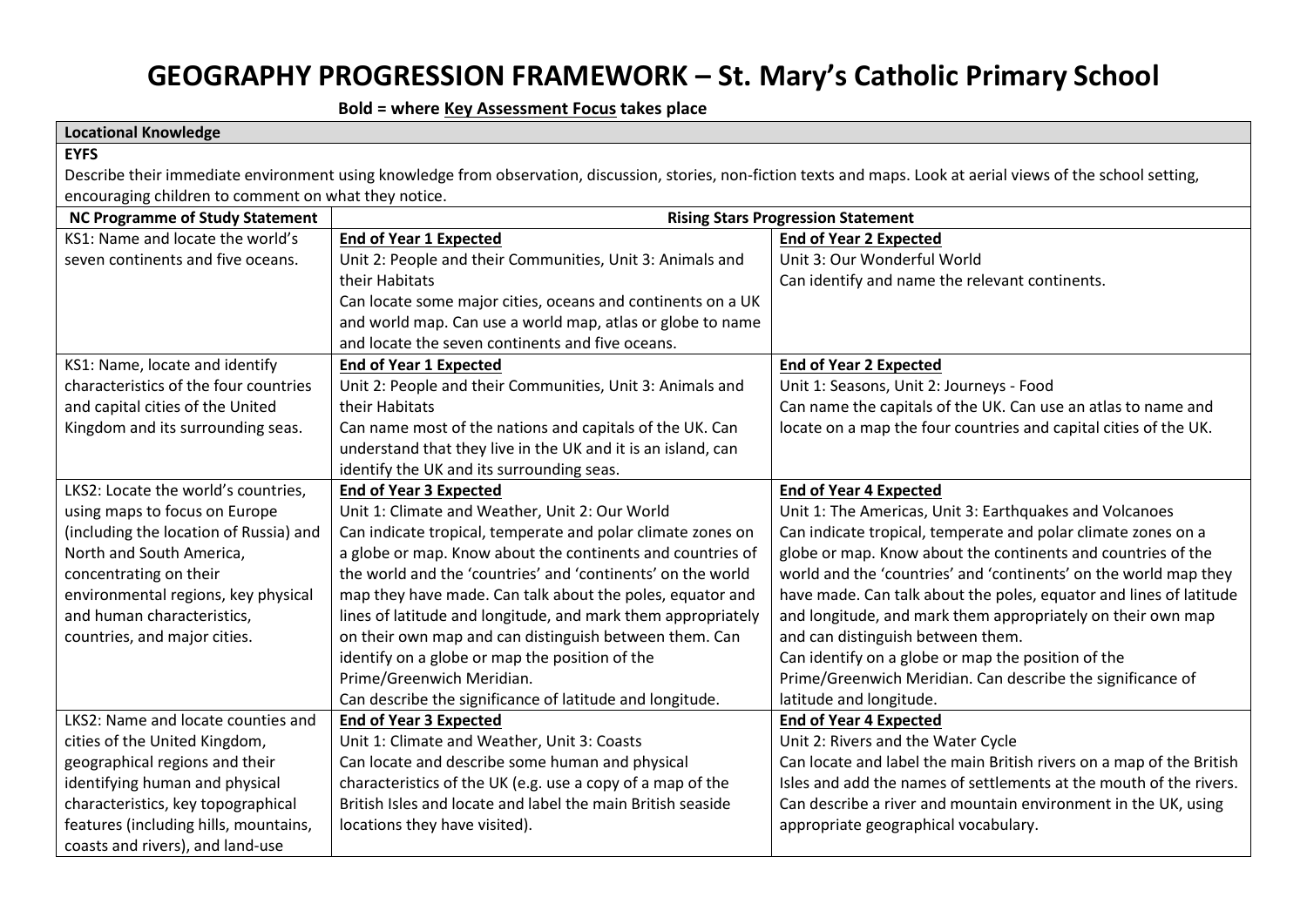# GEOGRAPHY PROGRESSION FRAMEWORK – St. Mary's Catholic Primary School

**Bold = where <u>Key Assessment Focus</u> takes place**

| **Locational Knowledge** | | |
|---|---|---|
| **EYFS**<br>Describe their immediate environment using knowledge from observation, discussion, stories, non-fiction texts and maps. Look at aerial views of the school setting, encouraging children to comment on what they notice. | | |
| **NC Programme of Study Statement** | **Rising Stars Progression Statement** | |
| KS1: Name and locate the world's seven continents and five oceans. | **<u>End of Year 1 Expected</u>**<br>Unit 2: People and their Communities, Unit 3: Animals and their Habitats<br>Can locate some major cities, oceans and continents on a UK and world map. Can use a world map, atlas or globe to name and locate the seven continents and five oceans. | **<u>End of Year 2 Expected</u>**<br>Unit 3: Our Wonderful World<br>Can identify and name the relevant continents. |
| KS1: Name, locate and identify characteristics of the four countries and capital cities of the United Kingdom and its surrounding seas. | **<u>End of Year 1 Expected</u>**<br>Unit 2: People and their Communities, Unit 3: Animals and their Habitats<br>Can name most of the nations and capitals of the UK. Can understand that they live in the UK and it is an island, can identify the UK and its surrounding seas. | **<u>End of Year 2 Expected</u>**<br>Unit 1: Seasons, Unit 2: Journeys - Food<br>Can name the capitals of the UK. Can use an atlas to name and locate on a map the four countries and capital cities of the UK. |
| LKS2: Locate the world's countries, using maps to focus on Europe (including the location of Russia) and North and South America, concentrating on their environmental regions, key physical and human characteristics, countries, and major cities. | **<u>End of Year 3 Expected</u>**<br>Unit 1: Climate and Weather, Unit 2: Our World<br>Can indicate tropical, temperate and polar climate zones on a globe or map. Know about the continents and countries of the world and the 'countries' and 'continents' on the world map they have made. Can talk about the poles, equator and lines of latitude and longitude, and mark them appropriately on their own map and can distinguish between them. Can identify on a globe or map the position of the Prime/Greenwich Meridian.<br>Can describe the significance of latitude and longitude. | **<u>End of Year 4 Expected</u>**<br>Unit 1: The Americas, Unit 3: Earthquakes and Volcanoes<br>Can indicate tropical, temperate and polar climate zones on a globe or map. Know about the continents and countries of the world and the 'countries' and 'continents' on the world map they have made. Can talk about the poles, equator and lines of latitude and longitude, and mark them appropriately on their own map and can distinguish between them.<br>Can identify on a globe or map the position of the Prime/Greenwich Meridian. Can describe the significance of latitude and longitude. |
| LKS2: Name and locate counties and cities of the United Kingdom, geographical regions and their identifying human and physical characteristics, key topographical features (including hills, mountains, coasts and rivers), and land-use | **<u>End of Year 3 Expected</u>**<br>Unit 1: Climate and Weather, Unit 3: Coasts<br>Can locate and describe some human and physical characteristics of the UK (e.g. use a copy of a map of the British Isles and locate and label the main British seaside locations they have visited). | **<u>End of Year 4 Expected</u>**<br>Unit 2: Rivers and the Water Cycle<br>Can locate and label the main British rivers on a map of the British Isles and add the names of settlements at the mouth of the rivers. Can describe a river and mountain environment in the UK, using appropriate geographical vocabulary. |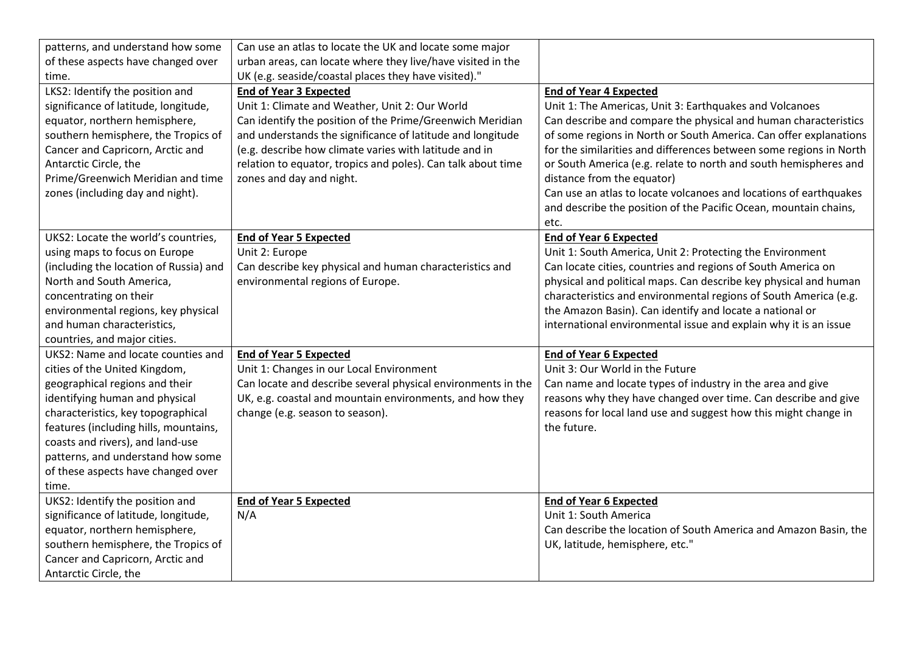| | | |
|---|---|---|
| patterns, and understand how some of these aspects have changed over time. | Can use an atlas to locate the UK and locate some major urban areas, can locate where they live/have visited in the UK (e.g. seaside/coastal places they have visited)." | |
| LKS2: Identify the position and significance of latitude, longitude, equator, northern hemisphere, southern hemisphere, the Tropics of Cancer and Capricorn, Arctic and Antarctic Circle, the Prime/Greenwich Meridian and time zones (including day and night). | **End of Year 3 Expected**<br>Unit 1: Climate and Weather, Unit 2: Our World<br>Can identify the position of the Prime/Greenwich Meridian and understands the significance of latitude and longitude (e.g. describe how climate varies with latitude and in relation to equator, tropics and poles). Can talk about time zones and day and night. | **End of Year 4 Expected**<br>Unit 1: The Americas, Unit 3: Earthquakes and Volcanoes<br>Can describe and compare the physical and human characteristics of some regions in North or South America. Can offer explanations for the similarities and differences between some regions in North or South America (e.g. relate to north and south hemispheres and distance from the equator)<br>Can use an atlas to locate volcanoes and locations of earthquakes and describe the position of the Pacific Ocean, mountain chains, etc. |
| UKS2: Locate the world's countries, using maps to focus on Europe (including the location of Russia) and North and South America, concentrating on their environmental regions, key physical and human characteristics, countries, and major cities. | **End of Year 5 Expected**<br>Unit 2: Europe<br>Can describe key physical and human characteristics and environmental regions of Europe. | **End of Year 6 Expected**<br>Unit 1: South America, Unit 2: Protecting the Environment<br>Can locate cities, countries and regions of South America on physical and political maps. Can describe key physical and human characteristics and environmental regions of South America (e.g. the Amazon Basin). Can identify and locate a national or international environmental issue and explain why it is an issue |
| UKS2: Name and locate counties and cities of the United Kingdom, geographical regions and their identifying human and physical characteristics, key topographical features (including hills, mountains, coasts and rivers), and land-use patterns, and understand how some of these aspects have changed over time. | **End of Year 5 Expected**<br>Unit 1: Changes in our Local Environment<br>Can locate and describe several physical environments in the UK, e.g. coastal and mountain environments, and how they change (e.g. season to season). | **End of Year 6 Expected**<br>Unit 3: Our World in the Future<br>Can name and locate types of industry in the area and give reasons why they have changed over time. Can describe and give reasons for local land use and suggest how this might change in the future. |
| UKS2: Identify the position and significance of latitude, longitude, equator, northern hemisphere, southern hemisphere, the Tropics of Cancer and Capricorn, Arctic and Antarctic Circle, the | **End of Year 5 Expected**<br>N/A | **End of Year 6 Expected**<br>Unit 1: South America<br>Can describe the location of South America and Amazon Basin, the UK, latitude, hemisphere, etc." |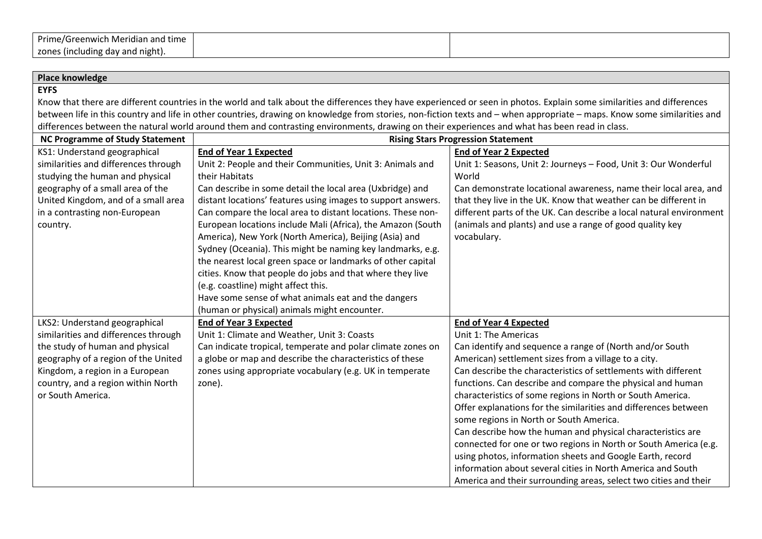| Prime/Greenwich Meridian and time zones (including day and night). | | |
|---|---|---|

**Place knowledge**

**EYFS**

Know that there are different countries in the world and talk about the differences they have experienced or seen in photos. Explain some similarities and differences between life in this country and life in other countries, drawing on knowledge from stories, non-fiction texts and – when appropriate – maps. Know some similarities and differences between the natural world around them and contrasting environments, drawing on their experiences and what has been read in class.

| NC Programme of Study Statement | Rising Stars Progression Statement | |
|---|---|---|
| KS1: Understand geographical similarities and differences through studying the human and physical geography of a small area of the United Kingdom, and of a small area in a contrasting non-European country. | **End of Year 1 Expected**<br>Unit 2: People and their Communities, Unit 3: Animals and their Habitats<br>Can describe in some detail the local area (Uxbridge) and distant locations' features using images to support answers. Can compare the local area to distant locations. These non-European locations include Mali (Africa), the Amazon (South America), New York (North America), Beijing (Asia) and Sydney (Oceania). This might be naming key landmarks, e.g. the nearest local green space or landmarks of other capital cities. Know that people do jobs and that where they live (e.g. coastline) might affect this.<br>Have some sense of what animals eat and the dangers (human or physical) animals might encounter. | **End of Year 2 Expected**<br>Unit 1: Seasons, Unit 2: Journeys – Food, Unit 3: Our Wonderful World<br>Can demonstrate locational awareness, name their local area, and that they live in the UK. Know that weather can be different in different parts of the UK. Can describe a local natural environment (animals and plants) and use a range of good quality key vocabulary. |
| LKS2: Understand geographical similarities and differences through the study of human and physical geography of a region of the United Kingdom, a region in a European country, and a region within North or South America. | **End of Year 3 Expected**<br>Unit 1: Climate and Weather, Unit 3: Coasts<br>Can indicate tropical, temperate and polar climate zones on a globe or map and describe the characteristics of these zones using appropriate vocabulary (e.g. UK in temperate zone). | **End of Year 4 Expected**<br>Unit 1: The Americas<br>Can identify and sequence a range of (North and/or South American) settlement sizes from a village to a city.<br>Can describe the characteristics of settlements with different functions. Can describe and compare the physical and human characteristics of some regions in North or South America.<br>Offer explanations for the similarities and differences between some regions in North or South America.<br>Can describe how the human and physical characteristics are connected for one or two regions in North or South America (e.g. using photos, information sheets and Google Earth, record information about several cities in North America and South America and their surrounding areas, select two cities and their |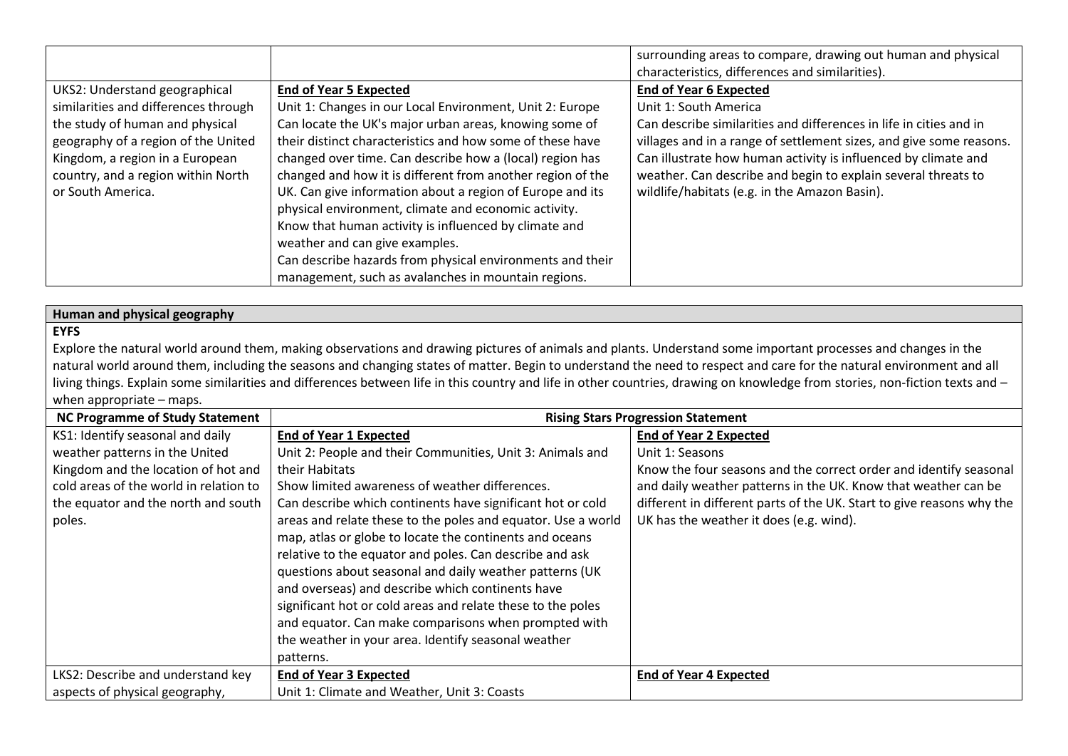| | | |
|---|---|---|
| | | surrounding areas to compare, drawing out human and physical characteristics, differences and similarities). |
| UKS2: Understand geographical similarities and differences through the study of human and physical geography of a region of the United Kingdom, a region in a European country, and a region within North or South America. | **End of Year 5 Expected**<br>Unit 1: Changes in our Local Environment, Unit 2: Europe<br>Can locate the UK's major urban areas, knowing some of their distinct characteristics and how some of these have changed over time. Can describe how a (local) region has changed and how it is different from another region of the UK. Can give information about a region of Europe and its physical environment, climate and economic activity.<br>Know that human activity is influenced by climate and weather and can give examples.<br>Can describe hazards from physical environments and their management, such as avalanches in mountain regions. | **End of Year 6 Expected**<br>Unit 1: South America<br>Can describe similarities and differences in life in cities and in villages and in a range of settlement sizes, and give some reasons. Can illustrate how human activity is influenced by climate and weather. Can describe and begin to explain several threats to wildlife/habitats (e.g. in the Amazon Basin). |

**Human and physical geography**

**EYFS**

Explore the natural world around them, making observations and drawing pictures of animals and plants. Understand some important processes and changes in the natural world around them, including the seasons and changing states of matter. Begin to understand the need to respect and care for the natural environment and all living things. Explain some similarities and differences between life in this country and life in other countries, drawing on knowledge from stories, non-fiction texts and – when appropriate – maps.

| NC Programme of Study Statement | Rising Stars Progression Statement | |
|---|---|---|
| KS1: Identify seasonal and daily weather patterns in the United Kingdom and the location of hot and cold areas of the world in relation to the equator and the north and south poles. | **End of Year 1 Expected**<br>Unit 2: People and their Communities, Unit 3: Animals and their Habitats<br>Show limited awareness of weather differences.<br>Can describe which continents have significant hot or cold areas and relate these to the poles and equator. Use a world map, atlas or globe to locate the continents and oceans relative to the equator and poles. Can describe and ask questions about seasonal and daily weather patterns (UK and overseas) and describe which continents have significant hot or cold areas and relate these to the poles and equator. Can make comparisons when prompted with the weather in your area. Identify seasonal weather patterns. | **End of Year 2 Expected**<br>Unit 1: Seasons<br>Know the four seasons and the correct order and identify seasonal and daily weather patterns in the UK. Know that weather can be different in different parts of the UK. Start to give reasons why the UK has the weather it does (e.g. wind). |
| LKS2: Describe and understand key aspects of physical geography, | **End of Year 3 Expected**<br>Unit 1: Climate and Weather, Unit 3: Coasts | **End of Year 4 Expected** |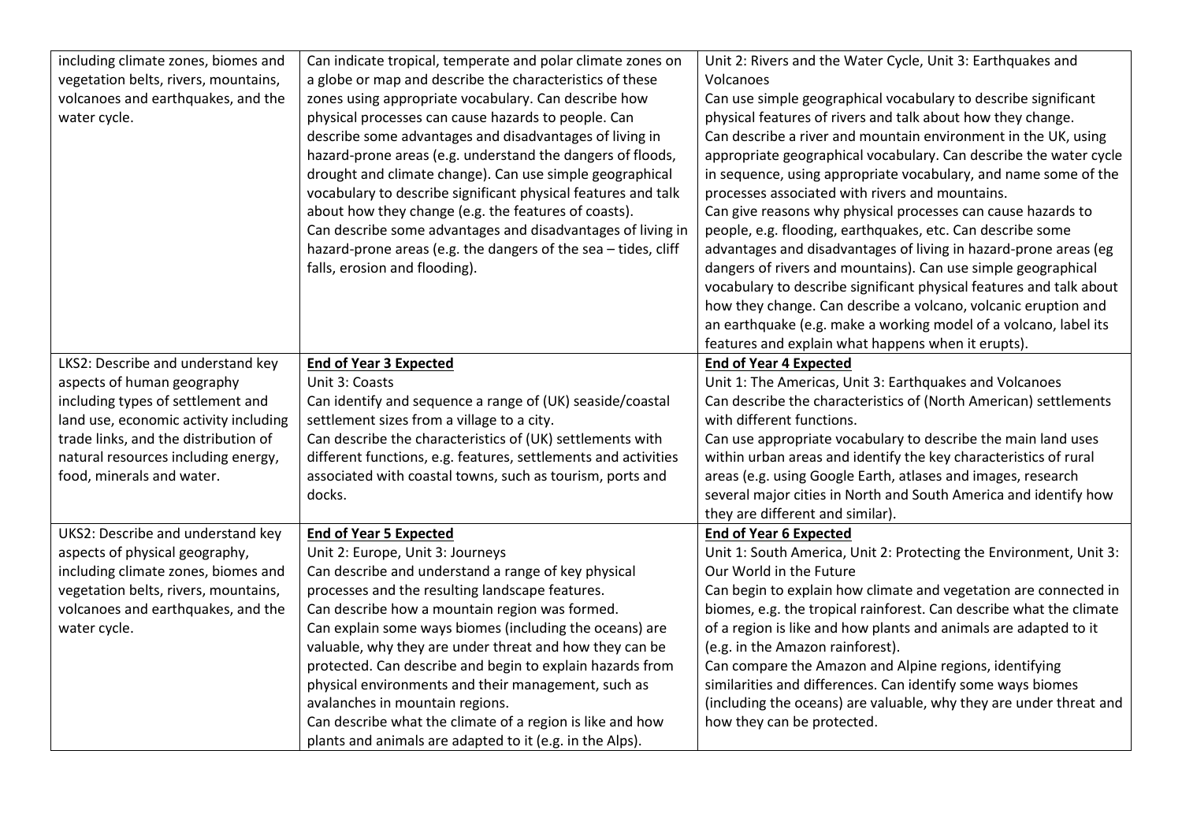| | | |
|---|---|---|
| including climate zones, biomes and vegetation belts, rivers, mountains, volcanoes and earthquakes, and the water cycle. | Can indicate tropical, temperate and polar climate zones on a globe or map and describe the characteristics of these zones using appropriate vocabulary. Can describe how physical processes can cause hazards to people. Can describe some advantages and disadvantages of living in hazard-prone areas (e.g. understand the dangers of floods, drought and climate change). Can use simple geographical vocabulary to describe significant physical features and talk about how they change (e.g. the features of coasts).<br>Can describe some advantages and disadvantages of living in hazard-prone areas (e.g. the dangers of the sea – tides, cliff falls, erosion and flooding). | Unit 2: Rivers and the Water Cycle, Unit 3: Earthquakes and Volcanoes<br>Can use simple geographical vocabulary to describe significant physical features of rivers and talk about how they change.<br>Can describe a river and mountain environment in the UK, using appropriate geographical vocabulary. Can describe the water cycle in sequence, using appropriate vocabulary, and name some of the processes associated with rivers and mountains.<br>Can give reasons why physical processes can cause hazards to people, e.g. flooding, earthquakes, etc. Can describe some advantages and disadvantages of living in hazard-prone areas (eg dangers of rivers and mountains). Can use simple geographical vocabulary to describe significant physical features and talk about how they change. Can describe a volcano, volcanic eruption and an earthquake (e.g. make a working model of a volcano, label its features and explain what happens when it erupts). |
| LKS2: Describe and understand key aspects of human geography including types of settlement and land use, economic activity including trade links, and the distribution of natural resources including energy, food, minerals and water. | **End of Year 3 Expected**<br>Unit 3: Coasts<br>Can identify and sequence a range of (UK) seaside/coastal settlement sizes from a village to a city.<br>Can describe the characteristics of (UK) settlements with different functions, e.g. features, settlements and activities associated with coastal towns, such as tourism, ports and docks. | **End of Year 4 Expected**<br>Unit 1: The Americas, Unit 3: Earthquakes and Volcanoes<br>Can describe the characteristics of (North American) settlements with different functions.<br>Can use appropriate vocabulary to describe the main land uses within urban areas and identify the key characteristics of rural areas (e.g. using Google Earth, atlases and images, research several major cities in North and South America and identify how they are different and similar). |
| UKS2: Describe and understand key aspects of physical geography, including climate zones, biomes and vegetation belts, rivers, mountains, volcanoes and earthquakes, and the water cycle. | **End of Year 5 Expected**<br>Unit 2: Europe, Unit 3: Journeys<br>Can describe and understand a range of key physical processes and the resulting landscape features.<br>Can describe how a mountain region was formed.<br>Can explain some ways biomes (including the oceans) are valuable, why they are under threat and how they can be protected. Can describe and begin to explain hazards from physical environments and their management, such as avalanches in mountain regions.<br>Can describe what the climate of a region is like and how plants and animals are adapted to it (e.g. in the Alps). | **End of Year 6 Expected**<br>Unit 1: South America, Unit 2: Protecting the Environment, Unit 3: Our World in the Future<br>Can begin to explain how climate and vegetation are connected in biomes, e.g. the tropical rainforest. Can describe what the climate of a region is like and how plants and animals are adapted to it (e.g. in the Amazon rainforest).<br>Can compare the Amazon and Alpine regions, identifying similarities and differences. Can identify some ways biomes (including the oceans) are valuable, why they are under threat and how they can be protected. |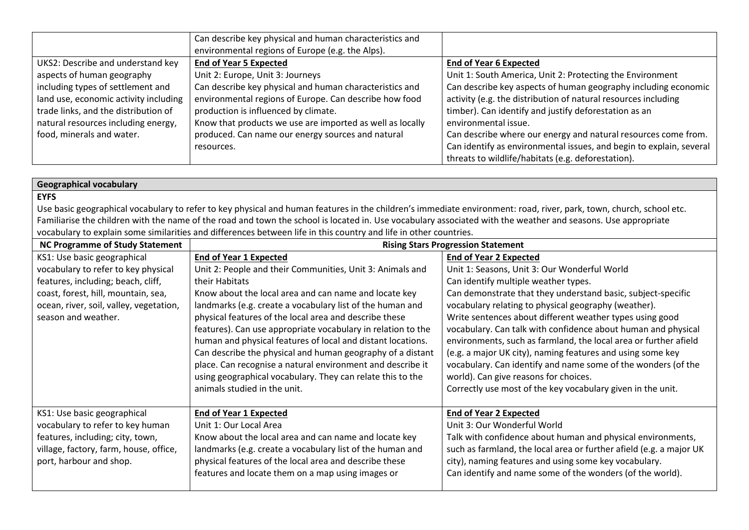| | | |
|---|---|---|
| | Can describe key physical and human characteristics and environmental regions of Europe (e.g. the Alps). | |
| UKS2: Describe and understand key aspects of human geography including types of settlement and land use, economic activity including trade links, and the distribution of natural resources including energy, food, minerals and water. | **End of Year 5 Expected**<br>Unit 2: Europe, Unit 3: Journeys<br>Can describe key physical and human characteristics and environmental regions of Europe. Can describe how food production is influenced by climate.<br>Know that products we use are imported as well as locally produced. Can name our energy sources and natural resources. | **End of Year 6 Expected**<br>Unit 1: South America, Unit 2: Protecting the Environment<br>Can describe key aspects of human geography including economic activity (e.g. the distribution of natural resources including timber). Can identify and justify deforestation as an environmental issue.<br>Can describe where our energy and natural resources come from.<br>Can identify as environmental issues, and begin to explain, several threats to wildlife/habitats (e.g. deforestation). |

**Geographical vocabulary**

**EYFS**

Use basic geographical vocabulary to refer to key physical and human features in the children's immediate environment: road, river, park, town, church, school etc. Familiarise the children with the name of the road and town the school is located in. Use vocabulary associated with the weather and seasons. Use appropriate vocabulary to explain some similarities and differences between life in this country and life in other countries.

| NC Programme of Study Statement | Rising Stars Progression Statement | |
|---|---|---|
| KS1: Use basic geographical vocabulary to refer to key physical features, including; beach, cliff, coast, forest, hill, mountain, sea, ocean, river, soil, valley, vegetation, season and weather. | **End of Year 1 Expected**<br>Unit 2: People and their Communities, Unit 3: Animals and their Habitats<br>Know about the local area and can name and locate key landmarks (e.g. create a vocabulary list of the human and physical features of the local area and describe these features). Can use appropriate vocabulary in relation to the human and physical features of local and distant locations. Can describe the physical and human geography of a distant place. Can recognise a natural environment and describe it using geographical vocabulary. They can relate this to the animals studied in the unit. | **End of Year 2 Expected**<br>Unit 1: Seasons, Unit 3: Our Wonderful World<br>Can identify multiple weather types.<br>Can demonstrate that they understand basic, subject-specific vocabulary relating to physical geography (weather).<br>Write sentences about different weather types using good vocabulary. Can talk with confidence about human and physical environments, such as farmland, the local area or further afield (e.g. a major UK city), naming features and using some key vocabulary. Can identify and name some of the wonders (of the world). Can give reasons for choices.<br>Correctly use most of the key vocabulary given in the unit. |
| KS1: Use basic geographical vocabulary to refer to key human features, including; city, town, village, factory, farm, house, office, port, harbour and shop. | **End of Year 1 Expected**<br>Unit 1: Our Local Area<br>Know about the local area and can name and locate key landmarks (e.g. create a vocabulary list of the human and physical features of the local area and describe these features and locate them on a map using images or | **End of Year 2 Expected**<br>Unit 3: Our Wonderful World<br>Talk with confidence about human and physical environments, such as farmland, the local area or further afield (e.g. a major UK city), naming features and using some key vocabulary.<br>Can identify and name some of the wonders (of the world). |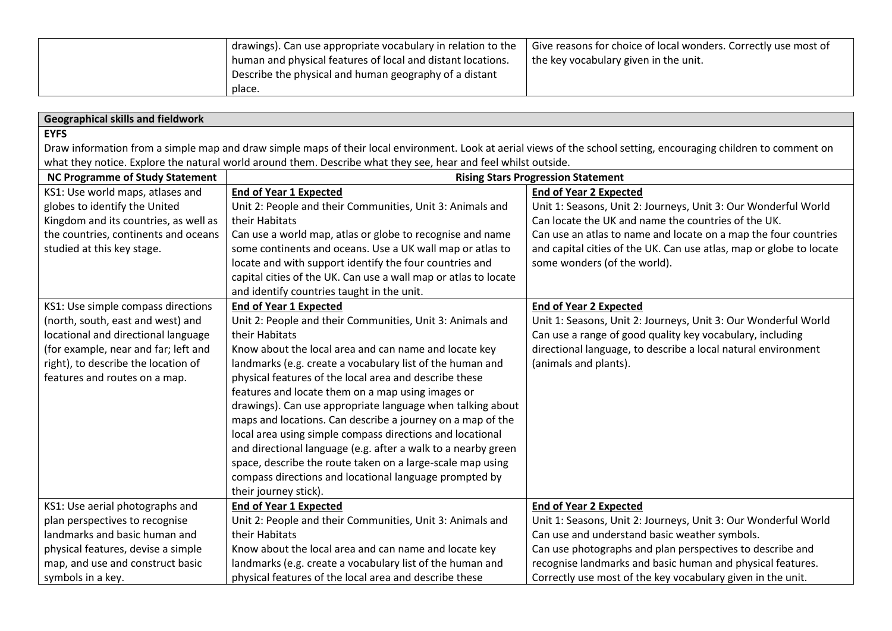| | | |
|---|---|---|
| | drawings). Can use appropriate vocabulary in relation to the human and physical features of local and distant locations. Describe the physical and human geography of a distant place. | Give reasons for choice of local wonders. Correctly use most of the key vocabulary given in the unit. |

| **Geographical skills and fieldwork** | | |
|---|---|---|
| **EYFS**<br>Draw information from a simple map and draw simple maps of their local environment. Look at aerial views of the school setting, encouraging children to comment on what they notice. Explore the natural world around them. Describe what they see, hear and feel whilst outside. | | |
| **NC Programme of Study Statement** | **Rising Stars Progression Statement** | |
| KS1: Use world maps, atlases and globes to identify the United Kingdom and its countries, as well as the countries, continents and oceans studied at this key stage. | **End of Year 1 Expected**<br>Unit 2: People and their Communities, Unit 3: Animals and their Habitats<br>Can use a world map, atlas or globe to recognise and name some continents and oceans. Use a UK wall map or atlas to locate and with support identify the four countries and capital cities of the UK. Can use a wall map or atlas to locate and identify countries taught in the unit. | **End of Year 2 Expected**<br>Unit 1: Seasons, Unit 2: Journeys, Unit 3: Our Wonderful World<br>Can locate the UK and name the countries of the UK.<br>Can use an atlas to name and locate on a map the four countries and capital cities of the UK. Can use atlas, map or globe to locate some wonders (of the world). |
| KS1: Use simple compass directions (north, south, east and west) and locational and directional language (for example, near and far; left and right), to describe the location of features and routes on a map. | **End of Year 1 Expected**<br>Unit 2: People and their Communities, Unit 3: Animals and their Habitats<br>Know about the local area and can name and locate key landmarks (e.g. create a vocabulary list of the human and physical features of the local area and describe these features and locate them on a map using images or drawings). Can use appropriate language when talking about maps and locations. Can describe a journey on a map of the local area using simple compass directions and locational and directional language (e.g. after a walk to a nearby green space, describe the route taken on a large-scale map using compass directions and locational language prompted by their journey stick). | **End of Year 2 Expected**<br>Unit 1: Seasons, Unit 2: Journeys, Unit 3: Our Wonderful World<br>Can use a range of good quality key vocabulary, including directional language, to describe a local natural environment (animals and plants). |
| KS1: Use aerial photographs and plan perspectives to recognise landmarks and basic human and physical features, devise a simple map, and use and construct basic symbols in a key. | **End of Year 1 Expected**<br>Unit 2: People and their Communities, Unit 3: Animals and their Habitats<br>Know about the local area and can name and locate key landmarks (e.g. create a vocabulary list of the human and physical features of the local area and describe these | **End of Year 2 Expected**<br>Unit 1: Seasons, Unit 2: Journeys, Unit 3: Our Wonderful World<br>Can use and understand basic weather symbols.<br>Can use photographs and plan perspectives to describe and recognise landmarks and basic human and physical features.<br>Correctly use most of the key vocabulary given in the unit. |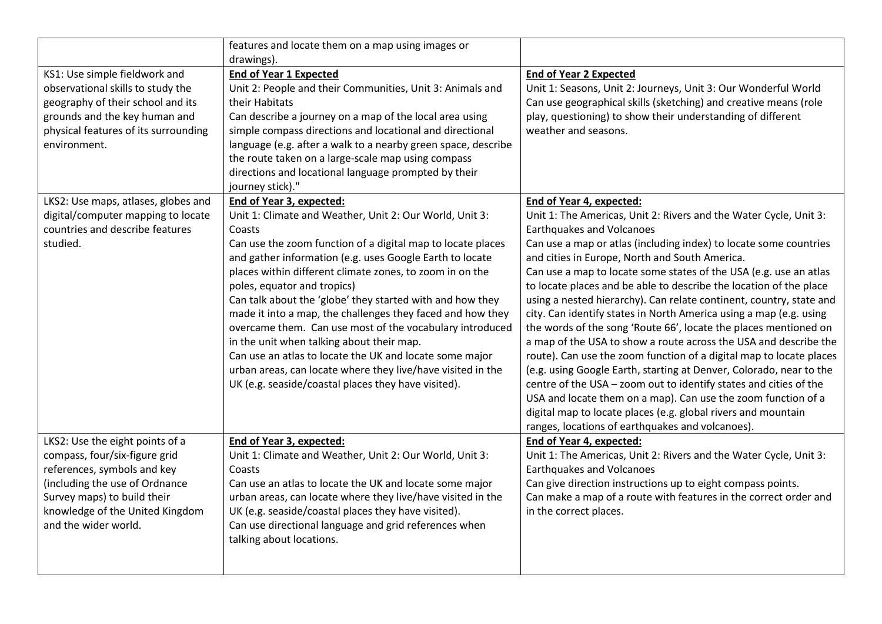| | | |
|---|---|---|
| | features and locate them on a map using images or drawings). | |
| KS1: Use simple fieldwork and observational skills to study the geography of their school and its grounds and the key human and physical features of its surrounding environment. | **End of Year 1 Expected**<br>Unit 2: People and their Communities, Unit 3: Animals and their Habitats<br>Can describe a journey on a map of the local area using simple compass directions and locational and directional language (e.g. after a walk to a nearby green space, describe the route taken on a large-scale map using compass directions and locational language prompted by their journey stick)." | **End of Year 2 Expected**<br>Unit 1: Seasons, Unit 2: Journeys, Unit 3: Our Wonderful World<br>Can use geographical skills (sketching) and creative means (role play, questioning) to show their understanding of different weather and seasons. |
| LKS2: Use maps, atlases, globes and digital/computer mapping to locate countries and describe features studied. | **End of Year 3, expected:**<br>Unit 1: Climate and Weather, Unit 2: Our World, Unit 3: Coasts<br>Can use the zoom function of a digital map to locate places and gather information (e.g. uses Google Earth to locate places within different climate zones, to zoom in on the poles, equator and tropics)<br>Can talk about the 'globe' they started with and how they made it into a map, the challenges they faced and how they overcame them. Can use most of the vocabulary introduced in the unit when talking about their map.<br>Can use an atlas to locate the UK and locate some major urban areas, can locate where they live/have visited in the UK (e.g. seaside/coastal places they have visited). | **End of Year 4, expected:**<br>Unit 1: The Americas, Unit 2: Rivers and the Water Cycle, Unit 3: Earthquakes and Volcanoes<br>Can use a map or atlas (including index) to locate some countries and cities in Europe, North and South America.<br>Can use a map to locate some states of the USA (e.g. use an atlas to locate places and be able to describe the location of the place using a nested hierarchy). Can relate continent, country, state and city. Can identify states in North America using a map (e.g. using the words of the song 'Route 66', locate the places mentioned on a map of the USA to show a route across the USA and describe the route). Can use the zoom function of a digital map to locate places (e.g. using Google Earth, starting at Denver, Colorado, near to the centre of the USA – zoom out to identify states and cities of the USA and locate them on a map). Can use the zoom function of a digital map to locate places (e.g. global rivers and mountain ranges, locations of earthquakes and volcanoes). |
| LKS2: Use the eight points of a compass, four/six-figure grid references, symbols and key (including the use of Ordnance Survey maps) to build their knowledge of the United Kingdom and the wider world. | **End of Year 3, expected:**<br>Unit 1: Climate and Weather, Unit 2: Our World, Unit 3: Coasts<br>Can use an atlas to locate the UK and locate some major urban areas, can locate where they live/have visited in the UK (e.g. seaside/coastal places they have visited).<br>Can use directional language and grid references when talking about locations. | **End of Year 4, expected:**<br>Unit 1: The Americas, Unit 2: Rivers and the Water Cycle, Unit 3: Earthquakes and Volcanoes<br>Can give direction instructions up to eight compass points.<br>Can make a map of a route with features in the correct order and in the correct places. |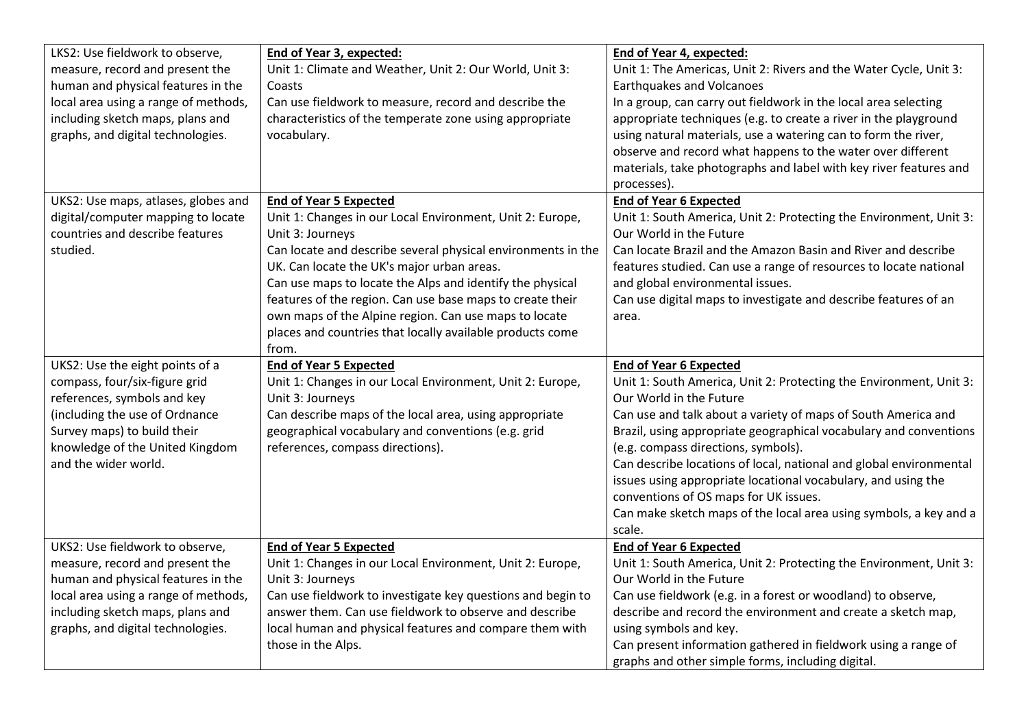| | | |
|---|---|---|
| LKS2: Use fieldwork to observe, measure, record and present the human and physical features in the local area using a range of methods, including sketch maps, plans and graphs, and digital technologies. | **End of Year 3, expected:**<br>Unit 1: Climate and Weather, Unit 2: Our World, Unit 3: Coasts<br>Can use fieldwork to measure, record and describe the characteristics of the temperate zone using appropriate vocabulary. | **End of Year 4, expected:**<br>Unit 1: The Americas, Unit 2: Rivers and the Water Cycle, Unit 3: Earthquakes and Volcanoes<br>In a group, can carry out fieldwork in the local area selecting appropriate techniques (e.g. to create a river in the playground using natural materials, use a watering can to form the river, observe and record what happens to the water over different materials, take photographs and label with key river features and processes). |
| UKS2: Use maps, atlases, globes and digital/computer mapping to locate countries and describe features studied. | **End of Year 5 Expected**<br>Unit 1: Changes in our Local Environment, Unit 2: Europe, Unit 3: Journeys<br>Can locate and describe several physical environments in the UK. Can locate the UK's major urban areas.<br>Can use maps to locate the Alps and identify the physical features of the region. Can use base maps to create their own maps of the Alpine region. Can use maps to locate places and countries that locally available products come from. | **End of Year 6 Expected**<br>Unit 1: South America, Unit 2: Protecting the Environment, Unit 3: Our World in the Future<br>Can locate Brazil and the Amazon Basin and River and describe features studied. Can use a range of resources to locate national and global environmental issues.<br>Can use digital maps to investigate and describe features of an area. |
| UKS2: Use the eight points of a compass, four/six-figure grid references, symbols and key (including the use of Ordnance Survey maps) to build their knowledge of the United Kingdom and the wider world. | **End of Year 5 Expected**<br>Unit 1: Changes in our Local Environment, Unit 2: Europe, Unit 3: Journeys<br>Can describe maps of the local area, using appropriate geographical vocabulary and conventions (e.g. grid references, compass directions). | **End of Year 6 Expected**<br>Unit 1: South America, Unit 2: Protecting the Environment, Unit 3: Our World in the Future<br>Can use and talk about a variety of maps of South America and Brazil, using appropriate geographical vocabulary and conventions (e.g. compass directions, symbols).<br>Can describe locations of local, national and global environmental issues using appropriate locational vocabulary, and using the conventions of OS maps for UK issues.<br>Can make sketch maps of the local area using symbols, a key and a scale. |
| UKS2: Use fieldwork to observe, measure, record and present the human and physical features in the local area using a range of methods, including sketch maps, plans and graphs, and digital technologies. | **End of Year 5 Expected**<br>Unit 1: Changes in our Local Environment, Unit 2: Europe, Unit 3: Journeys<br>Can use fieldwork to investigate key questions and begin to answer them. Can use fieldwork to observe and describe local human and physical features and compare them with those in the Alps. | **End of Year 6 Expected**<br>Unit 1: South America, Unit 2: Protecting the Environment, Unit 3: Our World in the Future<br>Can use fieldwork (e.g. in a forest or woodland) to observe, describe and record the environment and create a sketch map, using symbols and key.<br>Can present information gathered in fieldwork using a range of graphs and other simple forms, including digital. |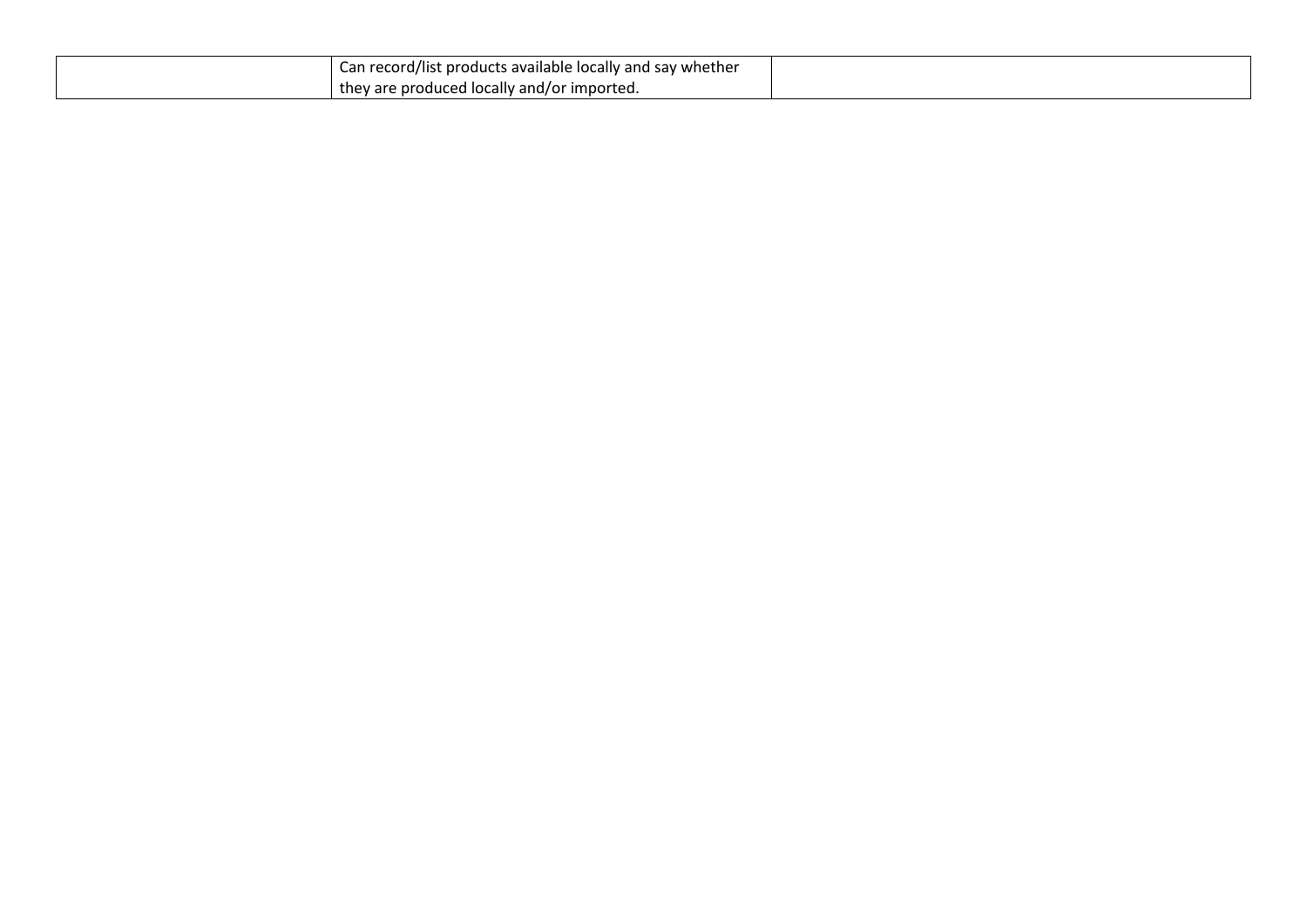| | | |
|---|---|---|
| | Can record/list products available locally and say whether they are produced locally and/or imported. | |